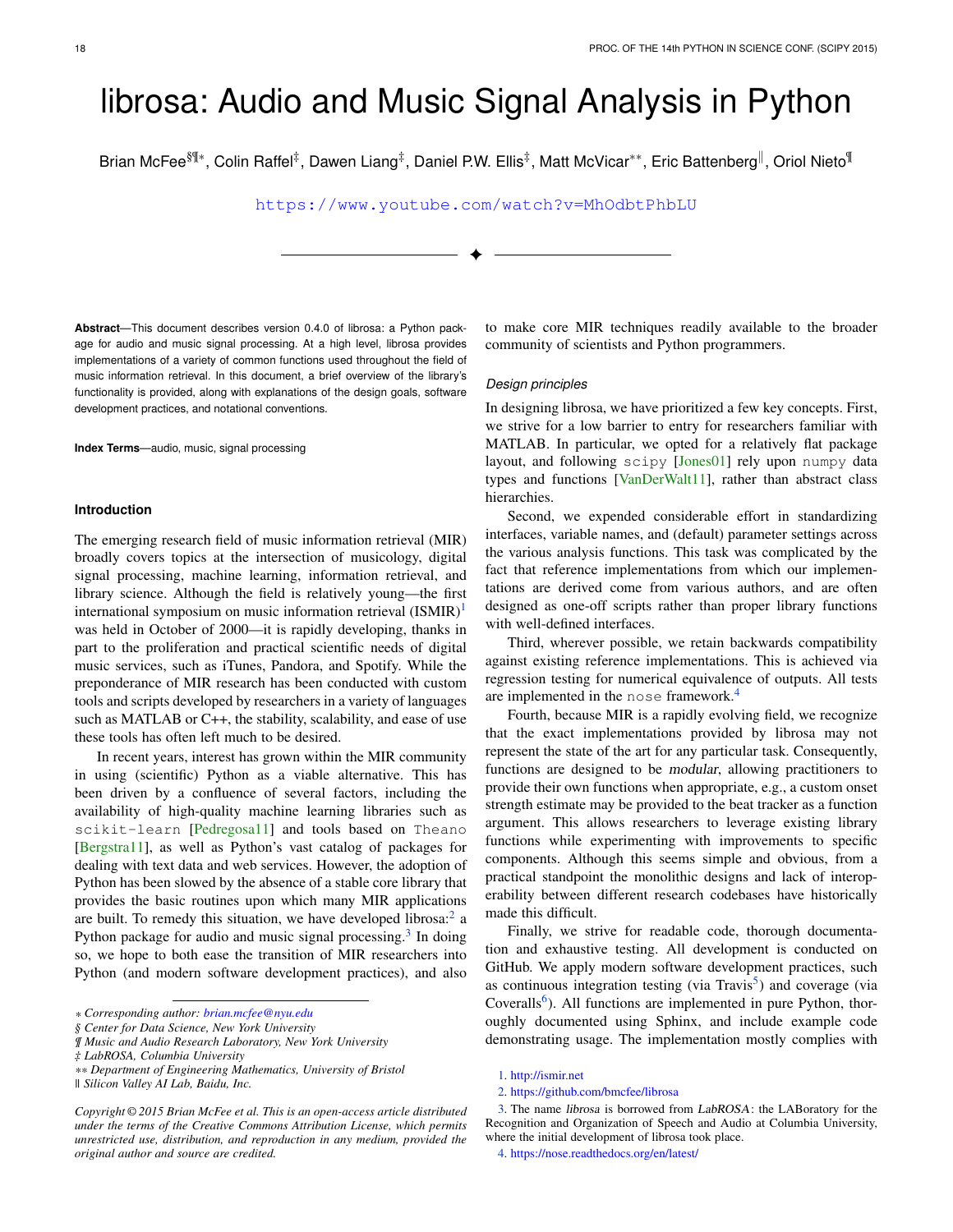# librosa: Audio and Music Signal Analysis in Python

Brian McFee[§¶*], Colin Raffel[‡], Dawen Liang[‡], Daniel P.W. Ellis[‡], Matt McVicar[**], Eric Battenberg[‖], Oriol Nieto[¶]

https://www.youtube.com/watch?v=MhOdbtPhbLU

---

**Abstract**—This document describes version 0.4.0 of librosa: a Python package for audio and music signal processing. At a high level, librosa provides implementations of a variety of common functions used throughout the field of music information retrieval. In this document, a brief overview of the library's functionality is provided, along with explanations of the design goals, software development practices, and notational conventions.

**Index Terms**—audio, music, signal processing

## Introduction

The emerging research field of music information retrieval (MIR) broadly covers topics at the intersection of musicology, digital signal processing, machine learning, information retrieval, and library science. Although the field is relatively young—the first international symposium on music information retrieval (ISMIR)[1] was held in October of 2000—it is rapidly developing, thanks in part to the proliferation and practical scientific needs of digital music services, such as iTunes, Pandora, and Spotify. While the preponderance of MIR research has been conducted with custom tools and scripts developed by researchers in a variety of languages such as MATLAB or C++, the stability, scalability, and ease of use these tools has often left much to be desired.

In recent years, interest has grown within the MIR community in using (scientific) Python as a viable alternative. This has been driven by a confluence of several factors, including the availability of high-quality machine learning libraries such as `scikit-learn` [Pedregosa11] and tools based on `Theano` [Bergstra11], as well as Python's vast catalog of packages for dealing with text data and web services. However, the adoption of Python has been slowed by the absence of a stable core library that provides the basic routines upon which many MIR applications are built. To remedy this situation, we have developed librosa:[2] a Python package for audio and music signal processing.[3] In doing so, we hope to both ease the transition of MIR researchers into Python (and modern software development practices), and also to make core MIR techniques readily available to the broader community of scientists and Python programmers.

### Design principles

In designing librosa, we have prioritized a few key concepts. First, we strive for a low barrier to entry for researchers familiar with MATLAB. In particular, we opted for a relatively flat package layout, and following `scipy` [Jones01] rely upon `numpy` data types and functions [VanDerWalt11], rather than abstract class hierarchies.

Second, we expended considerable effort in standardizing interfaces, variable names, and (default) parameter settings across the various analysis functions. This task was complicated by the fact that reference implementations from which our implementations are derived come from various authors, and are often designed as one-off scripts rather than proper library functions with well-defined interfaces.

Third, wherever possible, we retain backwards compatibility against existing reference implementations. This is achieved via regression testing for numerical equivalence of outputs. All tests are implemented in the `nose` framework.[4]

Fourth, because MIR is a rapidly evolving field, we recognize that the exact implementations provided by librosa may not represent the state of the art for any particular task. Consequently, functions are designed to be *modular*, allowing practitioners to provide their own functions when appropriate, e.g., a custom onset strength estimate may be provided to the beat tracker as a function argument. This allows researchers to leverage existing library functions while experimenting with improvements to specific components. Although this seems simple and obvious, from a practical standpoint the monolithic designs and lack of interoperability between different research codebases have historically made this difficult.

Finally, we strive for readable code, thorough documentation and exhaustive testing. All development is conducted on GitHub. We apply modern software development practices, such as continuous integration testing (via Travis[5]) and coverage (via Coveralls[6]). All functions are implemented in pure Python, thoroughly documented using Sphinx, and include example code demonstrating usage. The implementation mostly complies with

---

\* *Corresponding author: brian.mcfee@nyu.edu*
§ *Center for Data Science, New York University*
¶ *Music and Audio Research Laboratory, New York University*
‡ *LabROSA, Columbia University*
\*\* *Department of Engineering Mathematics, University of Bristol*
‖ *Silicon Valley AI Lab, Baidu, Inc.*

*Copyright © 2015 Brian McFee et al. This is an open-access article distributed under the terms of the Creative Commons Attribution License, which permits unrestricted use, distribution, and reproduction in any medium, provided the original author and source are credited.*

1. http://ismir.net
2. https://github.com/bmcfee/librosa
3. The name *librosa* is borrowed from *LabROSA*: the LABoratory for the Recognition and Organization of Speech and Audio at Columbia University, where the initial development of librosa took place.
4. https://nose.readthedocs.org/en/latest/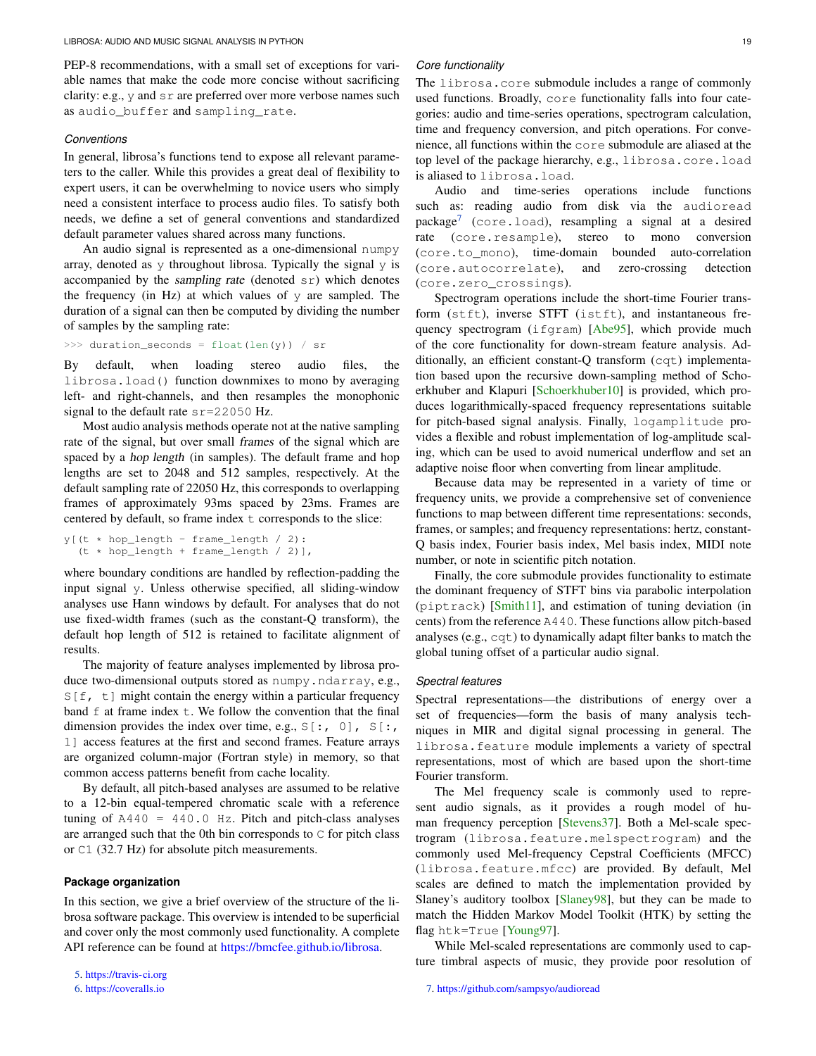PEP-8 recommendations, with a small set of exceptions for variable names that make the code more concise without sacrificing clarity: e.g., `y` and `sr` are preferred over more verbose names such as `audio_buffer` and `sampling_rate`.

### Conventions

In general, librosa's functions tend to expose all relevant parameters to the caller. While this provides a great deal of flexibility to expert users, it can be overwhelming to novice users who simply need a consistent interface to process audio files. To satisfy both needs, we define a set of general conventions and standardized default parameter values shared across many functions.

An audio signal is represented as a one-dimensional `numpy` array, denoted as `y` throughout librosa. Typically the signal `y` is accompanied by the *sampling rate* (denoted `sr`) which denotes the frequency (in Hz) at which values of `y` are sampled. The duration of a signal can then be computed by dividing the number of samples by the sampling rate:

```
>>> duration_seconds = float(len(y)) / sr
```

By default, when loading stereo audio files, the `librosa.load()` function downmixes to mono by averaging left- and right-channels, and then resamples the monophonic signal to the default rate `sr=22050` Hz.

Most audio analysis methods operate not at the native sampling rate of the signal, but over small *frames* of the signal which are spaced by a *hop length* (in samples). The default frame and hop lengths are set to 2048 and 512 samples, respectively. At the default sampling rate of 22050 Hz, this corresponds to overlapping frames of approximately 93ms spaced by 23ms. Frames are centered by default, so frame index `t` corresponds to the slice:

```
y[(t * hop_length - frame_length / 2):
  (t * hop_length + frame_length / 2)],
```

where boundary conditions are handled by reflection-padding the input signal `y`. Unless otherwise specified, all sliding-window analyses use Hann windows by default. For analyses that do not use fixed-width frames (such as the constant-Q transform), the default hop length of 512 is retained to facilitate alignment of results.

The majority of feature analyses implemented by librosa produce two-dimensional outputs stored as `numpy.ndarray`, e.g., `S[f, t]` might contain the energy within a particular frequency band `f` at frame index `t`. We follow the convention that the final dimension provides the index over time, e.g., `S[:, 0]`, `S[:, 1]` access features at the first and second frames. Feature arrays are organized column-major (Fortran style) in memory, so that common access patterns benefit from cache locality.

By default, all pitch-based analyses are assumed to be relative to a 12-bin equal-tempered chromatic scale with a reference tuning of `A440 = 440.0 Hz`. Pitch and pitch-class analyses are arranged such that the 0th bin corresponds to `C` for pitch class or `C1` (32.7 Hz) for absolute pitch measurements.

## Package organization

In this section, we give a brief overview of the structure of the librosa software package. This overview is intended to be superficial and cover only the most commonly used functionality. A complete API reference can be found at https://bmcfee.github.io/librosa.

### Core functionality

The `librosa.core` submodule includes a range of commonly used functions. Broadly, `core` functionality falls into four categories: audio and time-series operations, spectrogram calculation, time and frequency conversion, and pitch operations. For convenience, all functions within the `core` submodule are aliased at the top level of the package hierarchy, e.g., `librosa.core.load` is aliased to `librosa.load`.

Audio and time-series operations include functions such as: reading audio from disk via the `audioread` package[7] (`core.load`), resampling a signal at a desired rate (`core.resample`), stereo to mono conversion (`core.to_mono`), time-domain bounded auto-correlation (`core.autocorrelate`), and zero-crossing detection (`core.zero_crossings`).

Spectrogram operations include the short-time Fourier transform (`stft`), inverse STFT (`istft`), and instantaneous frequency spectrogram (`ifgram`) [Abe95], which provide much of the core functionality for down-stream feature analysis. Additionally, an efficient constant-Q transform (`cqt`) implementation based upon the recursive down-sampling method of Schoerkhuber and Klapuri [Schoerkhuber10] is provided, which produces logarithmically-spaced frequency representations suitable for pitch-based signal analysis. Finally, `logamplitude` provides a flexible and robust implementation of log-amplitude scaling, which can be used to avoid numerical underflow and set an adaptive noise floor when converting from linear amplitude.

Because data may be represented in a variety of time or frequency units, we provide a comprehensive set of convenience functions to map between different time representations: seconds, frames, or samples; and frequency representations: hertz, constant-Q basis index, Fourier basis index, Mel basis index, MIDI note number, or note in scientific pitch notation.

Finally, the core submodule provides functionality to estimate the dominant frequency of STFT bins via parabolic interpolation (`piptrack`) [Smith11], and estimation of tuning deviation (in cents) from the reference `A440`. These functions allow pitch-based analyses (e.g., `cqt`) to dynamically adapt filter banks to match the global tuning offset of a particular audio signal.

### Spectral features

Spectral representations—the distributions of energy over a set of frequencies—form the basis of many analysis techniques in MIR and digital signal processing in general. The `librosa.feature` module implements a variety of spectral representations, most of which are based upon the short-time Fourier transform.

The Mel frequency scale is commonly used to represent audio signals, as it provides a rough model of human frequency perception [Stevens37]. Both a Mel-scale spectrogram (`librosa.feature.melspectrogram`) and the commonly used Mel-frequency Cepstral Coefficients (MFCC) (`librosa.feature.mfcc`) are provided. By default, Mel scales are defined to match the implementation provided by Slaney's auditory toolbox [Slaney98], but they can be made to match the Hidden Markov Model Toolkit (HTK) by setting the flag `htk=True` [Young97].

While Mel-scaled representations are commonly used to capture timbral aspects of music, they provide poor resolution of

5. https://travis-ci.org
6. https://coveralls.io
7. https://github.com/sampsyo/audioread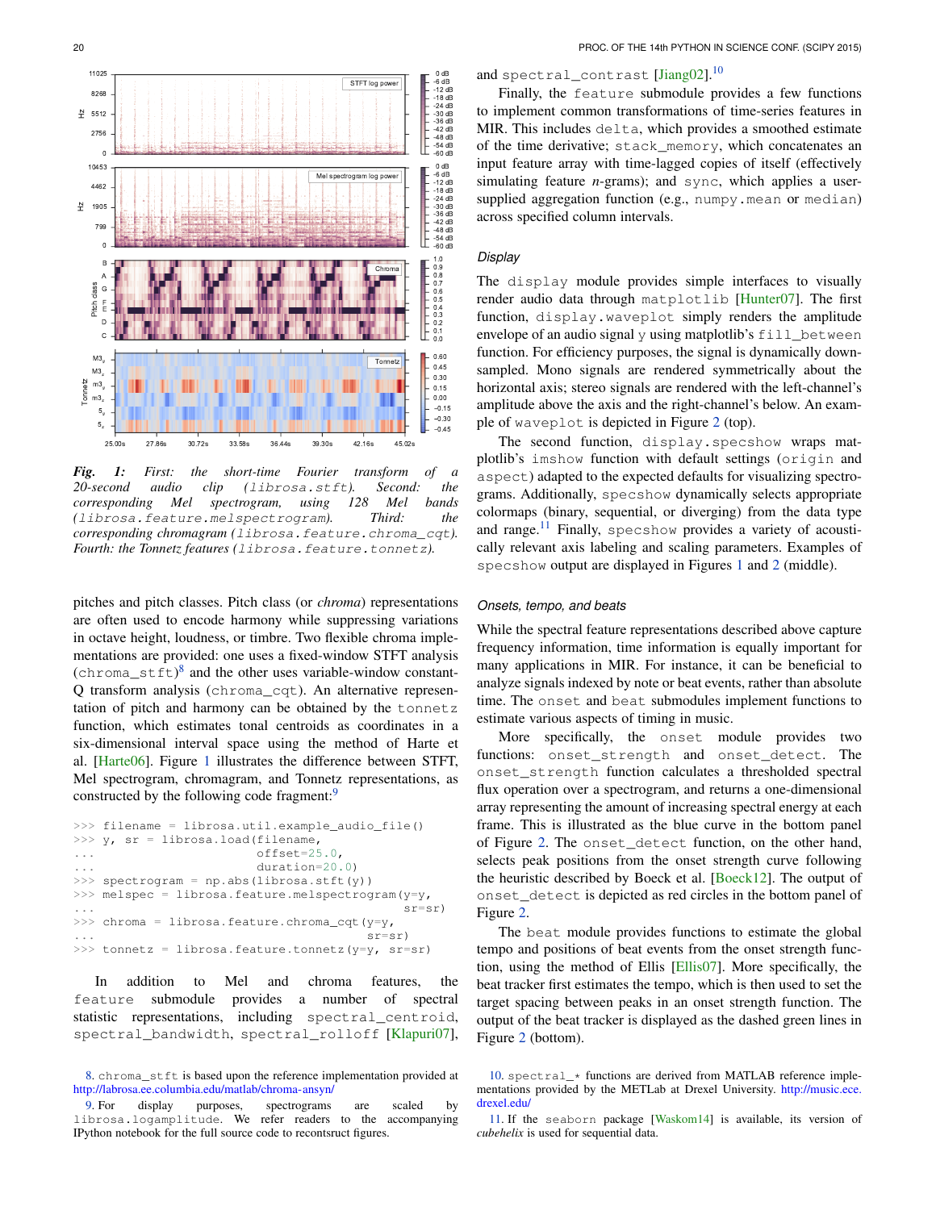*Fig. 1: First: the short-time Fourier transform of a 20-second audio clip (`librosa.stft`). Second: the corresponding Mel spectrogram, using 128 Mel bands (`librosa.feature.melspectrogram`). Third: the corresponding chromagram (`librosa.feature.chroma_cqt`). Fourth: the Tonnetz features (`librosa.feature.tonnetz`).*

pitches and pitch classes. Pitch class (or *chroma*) representations are often used to encode harmony while suppressing variations in octave height, loudness, or timbre. Two flexible chroma implementations are provided: one uses a fixed-window STFT analysis (`chroma_stft`)[8] and the other uses variable-window constant-Q transform analysis (`chroma_cqt`). An alternative representation of pitch and harmony can be obtained by the `tonnetz` function, which estimates tonal centroids as coordinates in a six-dimensional interval space using the method of Harte et al. [Harte06]. Figure 1 illustrates the difference between STFT, Mel spectrogram, chromagram, and Tonnetz representations, as constructed by the following code fragment:[9]

```
>>> filename = librosa.util.example_audio_file()
>>> y, sr = librosa.load(filename,
...                      offset=25.0,
...                      duration=20.0)
>>> spectrogram = np.abs(librosa.stft(y))
>>> melspec = librosa.feature.melspectrogram(y=y,
...                                           sr=sr)
>>> chroma = librosa.feature.chroma_cqt(y=y,
...                                      sr=sr)
>>> tonnetz = librosa.feature.tonnetz(y=y, sr=sr)
```

In addition to Mel and chroma features, the `feature` submodule provides a number of spectral statistic representations, including `spectral_centroid`, `spectral_bandwidth`, `spectral_rolloff` [Klapuri07], and `spectral_contrast` [Jiang02].[10]

Finally, the `feature` submodule provides a few functions to implement common transformations of time-series features in MIR. This includes `delta`, which provides a smoothed estimate of the time derivative; `stack_memory`, which concatenates an input feature array with time-lagged copies of itself (effectively simulating feature *n*-grams); and `sync`, which applies a user-supplied aggregation function (e.g., `numpy.mean` or `median`) across specified column intervals.

### *Display*

The `display` module provides simple interfaces to visually render audio data through `matplotlib` [Hunter07]. The first function, `display.waveplot` simply renders the amplitude envelope of an audio signal `y` using matplotlib's `fill_between` function. For efficiency purposes, the signal is dynamically down-sampled. Mono signals are rendered symmetrically about the horizontal axis; stereo signals are rendered with the left-channel's amplitude above the axis and the right-channel's below. An example of `waveplot` is depicted in Figure 2 (top).

The second function, `display.specshow` wraps matplotlib's `imshow` function with default settings (`origin` and `aspect`) adapted to the expected defaults for visualizing spectrograms. Additionally, `specshow` dynamically selects appropriate colormaps (binary, sequential, or diverging) from the data type and range.[11] Finally, `specshow` provides a variety of acoustically relevant axis labeling and scaling parameters. Examples of `specshow` output are displayed in Figures 1 and 2 (middle).

### *Onsets, tempo, and beats*

While the spectral feature representations described above capture frequency information, time information is equally important for many applications in MIR. For instance, it can be beneficial to analyze signals indexed by note or beat events, rather than absolute time. The `onset` and `beat` submodules implement functions to estimate various aspects of timing in music.

More specifically, the `onset` module provides two functions: `onset_strength` and `onset_detect`. The `onset_strength` function calculates a thresholded spectral flux operation over a spectrogram, and returns a one-dimensional array representing the amount of increasing spectral energy at each frame. This is illustrated as the blue curve in the bottom panel of Figure 2. The `onset_detect` function, on the other hand, selects peak positions from the onset strength curve following the heuristic described by Boeck et al. [Boeck12]. The output of `onset_detect` is depicted as red circles in the bottom panel of Figure 2.

The `beat` module provides functions to estimate the global tempo and positions of beat events from the onset strength function, using the method of Ellis [Ellis07]. More specifically, the beat tracker first estimates the tempo, which is then used to set the target spacing between peaks in an onset strength function. The output of the beat tracker is displayed as the dashed green lines in Figure 2 (bottom).

8. `chroma_stft` is based upon the reference implementation provided at http://labrosa.ee.columbia.edu/matlab/chroma-ansyn/

9. For display purposes, spectrograms are scaled by `librosa.logamplitude`. We refer readers to the accompanying IPython notebook for the full source code to recontsruct figures.

10. `spectral_*` functions are derived from MATLAB reference implementations provided by the METLab at Drexel University. http://music.ece.drexel.edu/

11. If the `seaborn` package [Waskom14] is available, its version of *cubehelix* is used for sequential data.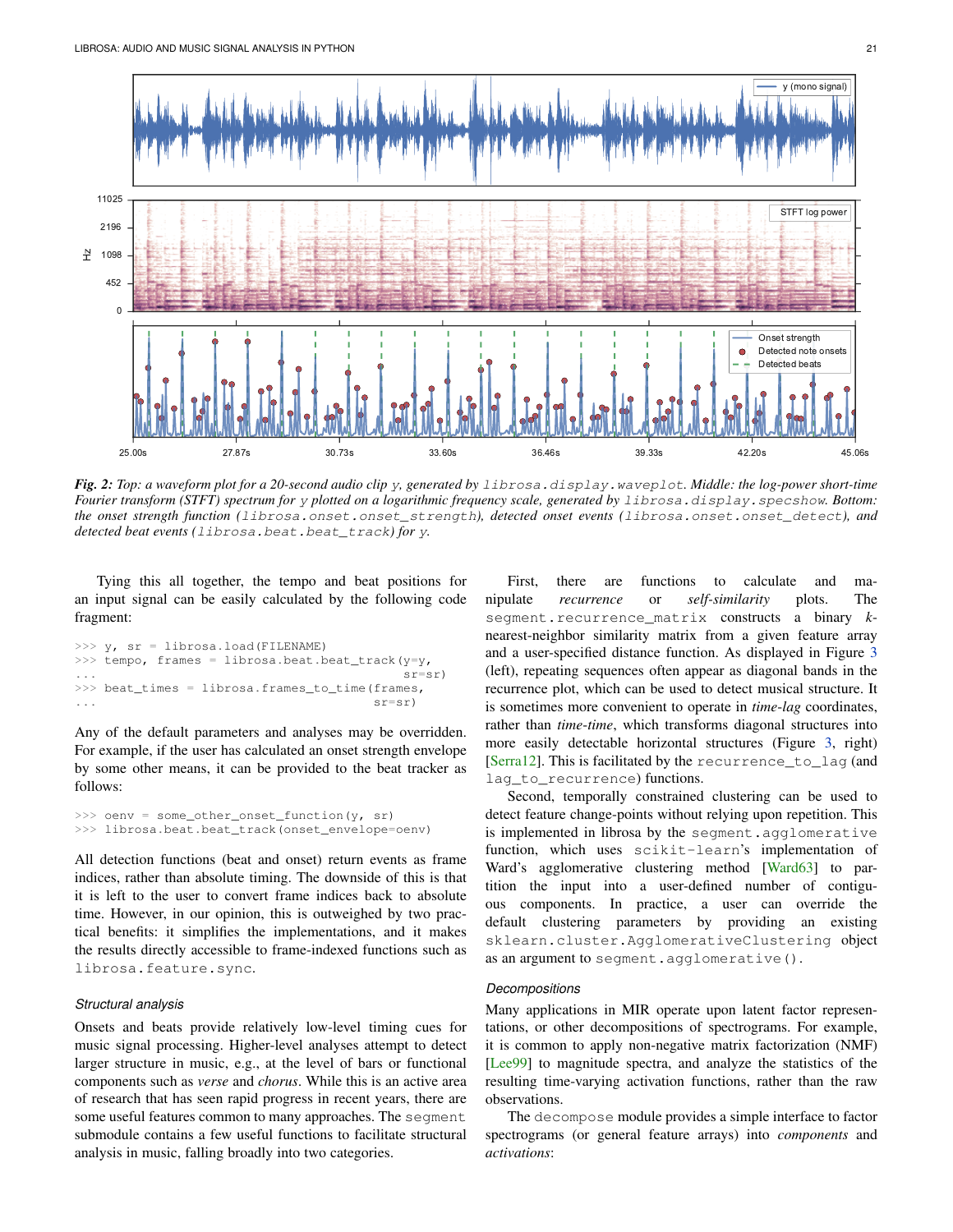*Fig. 2: Top: a waveform plot for a 20-second audio clip* `y`*, generated by* `librosa.display.waveplot`*. Middle: the log-power short-time Fourier transform (STFT) spectrum for* `y` *plotted on a logarithmic frequency scale, generated by* `librosa.display.specshow`*. Bottom: the onset strength function (*`librosa.onset.onset_strength`*), detected onset events (*`librosa.onset.onset_detect`*), and detected beat events (*`librosa.beat.beat_track`*) for* `y`*.*

Tying this all together, the tempo and beat positions for an input signal can be easily calculated by the following code fragment:

```
>>> y, sr = librosa.load(FILENAME)
>>> tempo, frames = librosa.beat.beat_track(y=y,
...                                          sr=sr)
>>> beat_times = librosa.frames_to_time(frames,
...                                     sr=sr)
```

Any of the default parameters and analyses may be overridden. For example, if the user has calculated an onset strength envelope by some other means, it can be provided to the beat tracker as follows:

```
>>> oenv = some_other_onset_function(y, sr)
>>> librosa.beat.beat_track(onset_envelope=oenv)
```

All detection functions (beat and onset) return events as frame indices, rather than absolute timing. The downside of this is that it is left to the user to convert frame indices back to absolute time. However, in our opinion, this is outweighed by two practical benefits: it simplifies the implementations, and it makes the results directly accessible to frame-indexed functions such as `librosa.feature.sync`.

### Structural analysis

Onsets and beats provide relatively low-level timing cues for music signal processing. Higher-level analyses attempt to detect larger structure in music, e.g., at the level of bars or functional components such as *verse* and *chorus*. While this is an active area of research that has seen rapid progress in recent years, there are some useful features common to many approaches. The `segment` submodule contains a few useful functions to facilitate structural analysis in music, falling broadly into two categories.

First, there are functions to calculate and manipulate *recurrence* or *self-similarity* plots. The `segment.recurrence_matrix` constructs a binary $k$-nearest-neighbor similarity matrix from a given feature array and a user-specified distance function. As displayed in Figure 3 (left), repeating sequences often appear as diagonal bands in the recurrence plot, which can be used to detect musical structure. It is sometimes more convenient to operate in *time-lag* coordinates, rather than *time-time*, which transforms diagonal structures into more easily detectable horizontal structures (Figure 3, right) [Serra12]. This is facilitated by the `recurrence_to_lag` (and `lag_to_recurrence`) functions.

Second, temporally constrained clustering can be used to detect feature change-points without relying upon repetition. This is implemented in librosa by the `segment.agglomerative` function, which uses `scikit-learn`'s implementation of Ward's agglomerative clustering method [Ward63] to partition the input into a user-defined number of contiguous components. In practice, a user can override the default clustering parameters by providing an existing `sklearn.cluster.AgglomerativeClustering` object as an argument to `segment.agglomerative()`.

### Decompositions

Many applications in MIR operate upon latent factor representations, or other decompositions of spectrograms. For example, it is common to apply non-negative matrix factorization (NMF) [Lee99] to magnitude spectra, and analyze the statistics of the resulting time-varying activation functions, rather than the raw observations.

The `decompose` module provides a simple interface to factor spectrograms (or general feature arrays) into *components* and *activations*: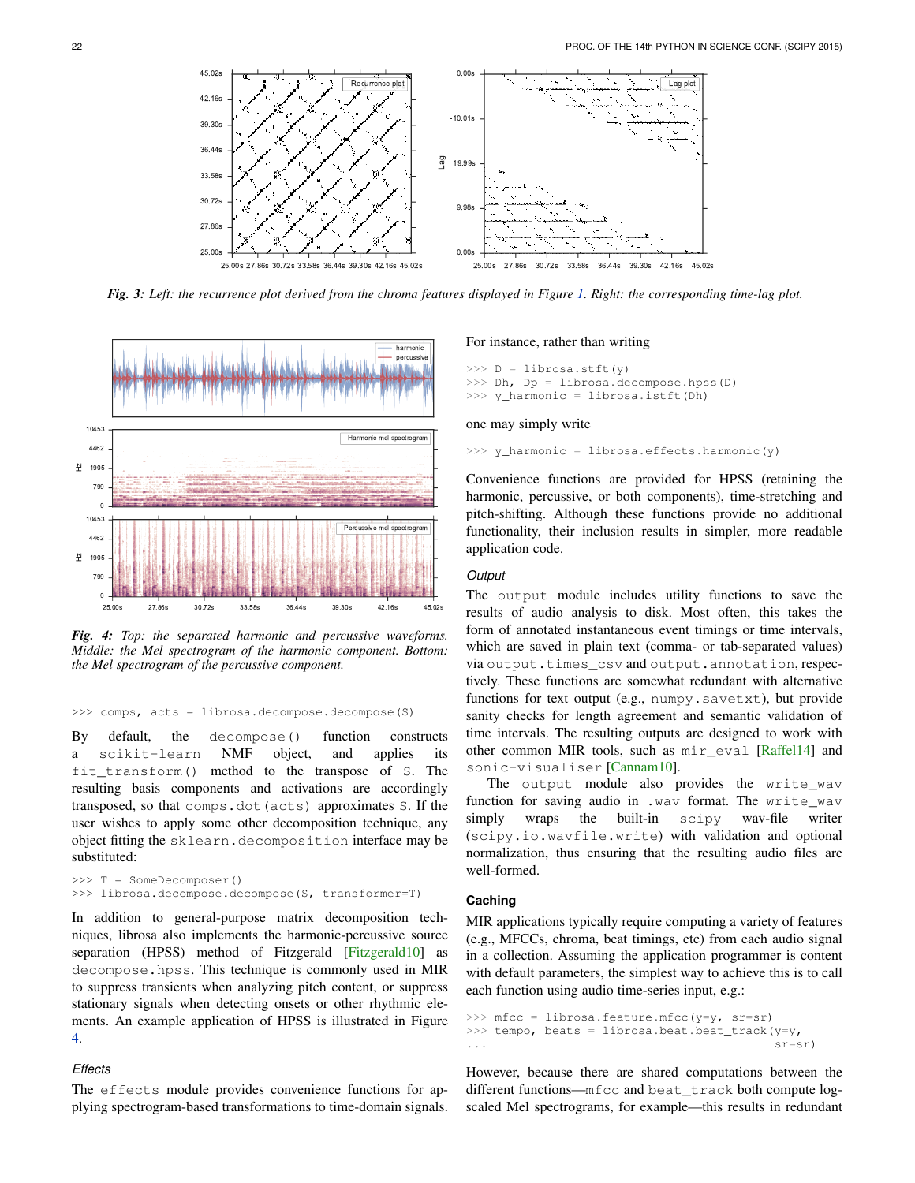*Fig. 3: Left: the recurrence plot derived from the chroma features displayed in Figure 1. Right: the corresponding time-lag plot.*

*Fig. 4: Top: the separated harmonic and percussive waveforms. Middle: the Mel spectrogram of the harmonic component. Bottom: the Mel spectrogram of the percussive component.*

```
>>> comps, acts = librosa.decompose.decompose(S)
```

By default, the `decompose()` function constructs a `scikit-learn` NMF object, and applies its `fit_transform()` method to the transpose of `S`. The resulting basis components and activations are accordingly transposed, so that `comps.dot(acts)` approximates `S`. If the user wishes to apply some other decomposition technique, any object fitting the `sklearn.decomposition` interface may be substituted:

```
>>> T = SomeDecomposer()
>>> librosa.decompose.decompose(S, transformer=T)
```

In addition to general-purpose matrix decomposition techniques, librosa also implements the harmonic-percussive source separation (HPSS) method of Fitzgerald [Fitzgerald10] as `decompose.hpss`. This technique is commonly used in MIR to suppress transients when analyzing pitch content, or suppress stationary signals when detecting onsets or other rhythmic elements. An example application of HPSS is illustrated in Figure 4.

### *Effects*

The `effects` module provides convenience functions for applying spectrogram-based transformations to time-domain signals. For instance, rather than writing

```
>>> D = librosa.stft(y)
>>> Dh, Dp = librosa.decompose.hpss(D)
>>> y_harmonic = librosa.istft(Dh)
```

one may simply write

```
>>> y_harmonic = librosa.effects.harmonic(y)
```

Convenience functions are provided for HPSS (retaining the harmonic, percussive, or both components), time-stretching and pitch-shifting. Although these functions provide no additional functionality, their inclusion results in simpler, more readable application code.

### *Output*

The `output` module includes utility functions to save the results of audio analysis to disk. Most often, this takes the form of annotated instantaneous event timings or time intervals, which are saved in plain text (comma- or tab-separated values) via `output.times_csv` and `output.annotation`, respectively. These functions are somewhat redundant with alternative functions for text output (e.g., `numpy.savetxt`), but provide sanity checks for length agreement and semantic validation of time intervals. The resulting outputs are designed to work with other common MIR tools, such as `mir_eval` [Raffel14] and `sonic-visualiser` [Cannam10].

The `output` module also provides the `write_wav` function for saving audio in `.wav` format. The `write_wav` simply wraps the built-in `scipy` wav-file writer (`scipy.io.wavfile.write`) with validation and optional normalization, thus ensuring that the resulting audio files are well-formed.

### Caching

MIR applications typically require computing a variety of features (e.g., MFCCs, chroma, beat timings, etc) from each audio signal in a collection. Assuming the application programmer is content with default parameters, the simplest way to achieve this is to call each function using audio time-series input, e.g.:

```
>>> mfcc = librosa.feature.mfcc(y=y, sr=sr)
>>> tempo, beats = librosa.beat.beat_track(y=y,
...                                        sr=sr)
```

However, because there are shared computations between the different functions—`mfcc` and `beat_track` both compute log-scaled Mel spectrograms, for example—this results in redundant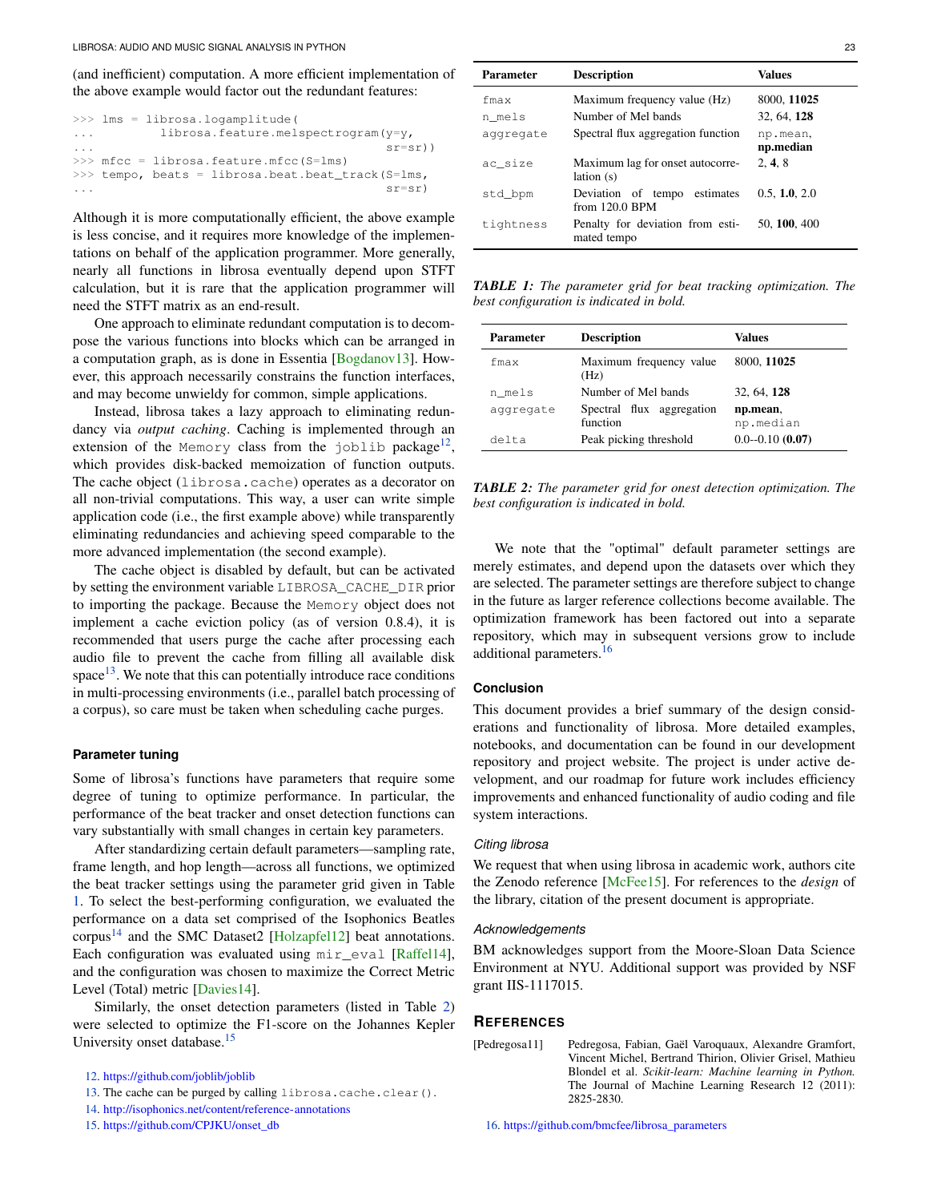(and inefficient) computation. A more efficient implementation of the above example would factor out the redundant features:

```
>>> lms = librosa.logamplitude(
...         librosa.feature.melspectrogram(y=y,
...                                         sr=sr))
>>> mfcc = librosa.feature.mfcc(S=lms)
>>> tempo, beats = librosa.beat.beat_track(S=lms,
...                                         sr=sr)
```

Although it is more computationally efficient, the above example is less concise, and it requires more knowledge of the implementations on behalf of the application programmer. More generally, nearly all functions in librosa eventually depend upon STFT calculation, but it is rare that the application programmer will need the STFT matrix as an end-result.

One approach to eliminate redundant computation is to decompose the various functions into blocks which can be arranged in a computation graph, as is done in Essentia [Bogdanov13]. However, this approach necessarily constrains the function interfaces, and may become unwieldy for common, simple applications.

Instead, librosa takes a lazy approach to eliminating redundancy via *output caching*. Caching is implemented through an extension of the `Memory` class from the `joblib` package[12], which provides disk-backed memoization of function outputs. The cache object (`librosa.cache`) operates as a decorator on all non-trivial computations. This way, a user can write simple application code (i.e., the first example above) while transparently eliminating redundancies and achieving speed comparable to the more advanced implementation (the second example).

The cache object is disabled by default, but can be activated by setting the environment variable `LIBROSA_CACHE_DIR` prior to importing the package. Because the `Memory` object does not implement a cache eviction policy (as of version 0.8.4), it is recommended that users purge the cache after processing each audio file to prevent the cache from filling all available disk space[13]. We note that this can potentially introduce race conditions in multi-processing environments (i.e., parallel batch processing of a corpus), so care must be taken when scheduling cache purges.

## Parameter tuning

Some of librosa's functions have parameters that require some degree of tuning to optimize performance. In particular, the performance of the beat tracker and onset detection functions can vary substantially with small changes in certain key parameters.

After standardizing certain default parameters—sampling rate, frame length, and hop length—across all functions, we optimized the beat tracker settings using the parameter grid given in Table 1. To select the best-performing configuration, we evaluated the performance on a data set comprised of the Isophonics Beatles corpus[14] and the SMC Dataset2 [Holzapfel12] beat annotations. Each configuration was evaluated using `mir_eval` [Raffel14], and the configuration was chosen to maximize the Correct Metric Level (Total) metric [Davies14].

Similarly, the onset detection parameters (listed in Table 2) were selected to optimize the F1-score on the Johannes Kepler University onset database.[15]

| Parameter | Description | Values |
|---|---|---|
| `fmax` | Maximum frequency value (Hz) | 8000, **11025** |
| `n_mels` | Number of Mel bands | 32, 64, **128** |
| `aggregate` | Spectral flux aggregation function | `np.mean`, **np.median** |
| `ac_size` | Maximum lag for onset autocorrelation (s) | 2, **4**, 8 |
| `std_bpm` | Deviation of tempo estimates from 120.0 BPM | 0.5, **1.0**, 2.0 |
| `tightness` | Penalty for deviation from estimated tempo | 50, **100**, 400 |

*TABLE 1: The parameter grid for beat tracking optimization. The best configuration is indicated in bold.*

| Parameter | Description | Values |
|---|---|---|
| `fmax` | Maximum frequency value (Hz) | 8000, **11025** |
| `n_mels` | Number of Mel bands | 32, 64, **128** |
| `aggregate` | Spectral flux aggregation function | **np.mean**, `np.median` |
| `delta` | Peak picking threshold | 0.0--0.10 (**0.07**) |

*TABLE 2: The parameter grid for onest detection optimization. The best configuration is indicated in bold.*

We note that the "optimal" default parameter settings are merely estimates, and depend upon the datasets over which they are selected. The parameter settings are therefore subject to change in the future as larger reference collections become available. The optimization framework has been factored out into a separate repository, which may in subsequent versions grow to include additional parameters.[16]

## Conclusion

This document provides a brief summary of the design considerations and functionality of librosa. More detailed examples, notebooks, and documentation can be found in our development repository and project website. The project is under active development, and our roadmap for future work includes efficiency improvements and enhanced functionality of audio coding and file system interactions.

### Citing librosa

We request that when using librosa in academic work, authors cite the Zenodo reference [McFee15]. For references to the *design* of the library, citation of the present document is appropriate.

### Acknowledgements

BM acknowledges support from the Moore-Sloan Data Science Environment at NYU. Additional support was provided by NSF grant IIS-1117015.

## References

[Pedregosa11] Pedregosa, Fabian, Gaël Varoquaux, Alexandre Gramfort, Vincent Michel, Bertrand Thirion, Olivier Grisel, Mathieu Blondel et al. *Scikit-learn: Machine learning in Python.* The Journal of Machine Learning Research 12 (2011): 2825-2830.

12. https://github.com/joblib/joblib
13. The cache can be purged by calling `librosa.cache.clear()`.
14. http://isophonics.net/content/reference-annotations
15. https://github.com/CPJKU/onset_db
16. https://github.com/bmcfee/librosa_parameters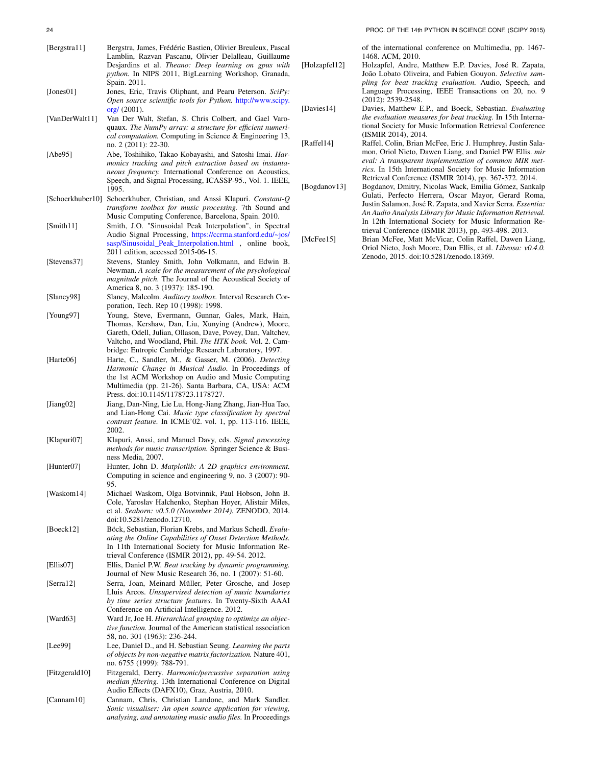- [Bergstra11] Bergstra, James, Frédéric Bastien, Olivier Breuleux, Pascal Lamblin, Razvan Pascanu, Olivier Delalleau, Guillaume Desjardins et al. *Theano: Deep learning on gpus with python.* In NIPS 2011, BigLearning Workshop, Granada, Spain. 2011.
- [Jones01] Jones, Eric, Travis Oliphant, and Pearu Peterson. *SciPy: Open source scientific tools for Python.* http://www.scipy.org/ (2001).
- [VanDerWalt11] Van Der Walt, Stefan, S. Chris Colbert, and Gael Varoquaux. *The NumPy array: a structure for efficient numerical computation.* Computing in Science & Engineering 13, no. 2 (2011): 22-30.
- [Abe95] Abe, Toshihiko, Takao Kobayashi, and Satoshi Imai. *Harmonics tracking and pitch extraction based on instantaneous frequency.* International Conference on Acoustics, Speech, and Signal Processing, ICASSP-95., Vol. 1. IEEE, 1995.
- [Schoerkhuber10] Schoerkhuber, Christian, and Anssi Klapuri. *Constant-Q transform toolbox for music processing.* 7th Sound and Music Computing Conference, Barcelona, Spain. 2010.
- [Smith11] Smith, J.O. "Sinusoidal Peak Interpolation", in Spectral Audio Signal Processing, https://ccrma.stanford.edu/~jos/sasp/Sinusoidal_Peak_Interpolation.html , online book, 2011 edition, accessed 2015-06-15.
- [Stevens37] Stevens, Stanley Smith, John Volkmann, and Edwin B. Newman. *A scale for the measurement of the psychological magnitude pitch.* The Journal of the Acoustical Society of America 8, no. 3 (1937): 185-190.
- [Slaney98] Slaney, Malcolm. *Auditory toolbox.* Interval Research Corporation, Tech. Rep 10 (1998): 1998.
- [Young97] Young, Steve, Evermann, Gunnar, Gales, Mark, Hain, Thomas, Kershaw, Dan, Liu, Xunying (Andrew), Moore, Gareth, Odell, Julian, Ollason, Dave, Povey, Dan, Valtchev, Valtcho, and Woodland, Phil. *The HTK book.* Vol. 2. Cambridge: Entropic Cambridge Research Laboratory, 1997.
- [Harte06] Harte, C., Sandler, M., & Gasser, M. (2006). *Detecting Harmonic Change in Musical Audio.* In Proceedings of the 1st ACM Workshop on Audio and Music Computing Multimedia (pp. 21-26). Santa Barbara, CA, USA: ACM Press. doi:10.1145/1178723.1178727.
- [Jiang02] Jiang, Dan-Ning, Lie Lu, Hong-Jiang Zhang, Jian-Hua Tao, and Lian-Hong Cai. *Music type classification by spectral contrast feature.* In ICME'02. vol. 1, pp. 113-116. IEEE, 2002.
- [Klapuri07] Klapuri, Anssi, and Manuel Davy, eds. *Signal processing methods for music transcription.* Springer Science & Business Media, 2007.
- [Hunter07] Hunter, John D. *Matplotlib: A 2D graphics environment.* Computing in science and engineering 9, no. 3 (2007): 90-95.
- [Waskom14] Michael Waskom, Olga Botvinnik, Paul Hobson, John B. Cole, Yaroslav Halchenko, Stephan Hoyer, Alistair Miles, et al. *Seaborn: v0.5.0 (November 2014).* ZENODO, 2014. doi:10.5281/zenodo.12710.
- [Boeck12] Böck, Sebastian, Florian Krebs, and Markus Schedl. *Evaluating the Online Capabilities of Onset Detection Methods.* In 11th International Society for Music Information Retrieval Conference (ISMIR 2012), pp. 49-54. 2012.
- [Ellis07] Ellis, Daniel P.W. *Beat tracking by dynamic programming.* Journal of New Music Research 36, no. 1 (2007): 51-60.
- [Serra12] Serra, Joan, Meinard Müller, Peter Grosche, and Josep Lluis Arcos. *Unsupervised detection of music boundaries by time series structure features.* In Twenty-Sixth AAAI Conference on Artificial Intelligence. 2012.
- [Ward63] Ward Jr, Joe H. *Hierarchical grouping to optimize an objective function.* Journal of the American statistical association 58, no. 301 (1963): 236-244.
- [Lee99] Lee, Daniel D., and H. Sebastian Seung. *Learning the parts of objects by non-negative matrix factorization.* Nature 401, no. 6755 (1999): 788-791.
- [Fitzgerald10] Fitzgerald, Derry. *Harmonic/percussive separation using median filtering.* 13th International Conference on Digital Audio Effects (DAFX10), Graz, Austria, 2010.
- [Cannam10] Cannam, Chris, Christian Landone, and Mark Sandler. *Sonic visualiser: An open source application for viewing, analysing, and annotating music audio files.* In Proceedings of the international conference on Multimedia, pp. 1467-1468. ACM, 2010.
- [Holzapfel12] Holzapfel, Andre, Matthew E.P. Davies, José R. Zapata, João Lobato Oliveira, and Fabien Gouyon. *Selective sampling for beat tracking evaluation.* Audio, Speech, and Language Processing, IEEE Transactions on 20, no. 9 (2012): 2539-2548.
- [Davies14] Davies, Matthew E.P., and Boeck, Sebastian. *Evaluating the evaluation measures for beat tracking.* In 15th International Society for Music Information Retrieval Conference (ISMIR 2014), 2014.
- [Raffel14] Raffel, Colin, Brian McFee, Eric J. Humphrey, Justin Salamon, Oriol Nieto, Dawen Liang, and Daniel PW Ellis. *mir eval: A transparent implementation of common MIR metrics.* In 15th International Society for Music Information Retrieval Conference (ISMIR 2014), pp. 367-372. 2014.
- [Bogdanov13] Bogdanov, Dmitry, Nicolas Wack, Emilia Gómez, Sankalp Gulati, Perfecto Herrera, Oscar Mayor, Gerard Roma, Justin Salamon, José R. Zapata, and Xavier Serra. *Essentia: An Audio Analysis Library for Music Information Retrieval.* In 12th International Society for Music Information Retrieval Conference (ISMIR 2013), pp. 493-498. 2013.
- [McFee15] Brian McFee, Matt McVicar, Colin Raffel, Dawen Liang, Oriol Nieto, Josh Moore, Dan Ellis, et al. *Librosa: v0.4.0.* Zenodo, 2015. doi:10.5281/zenodo.18369.